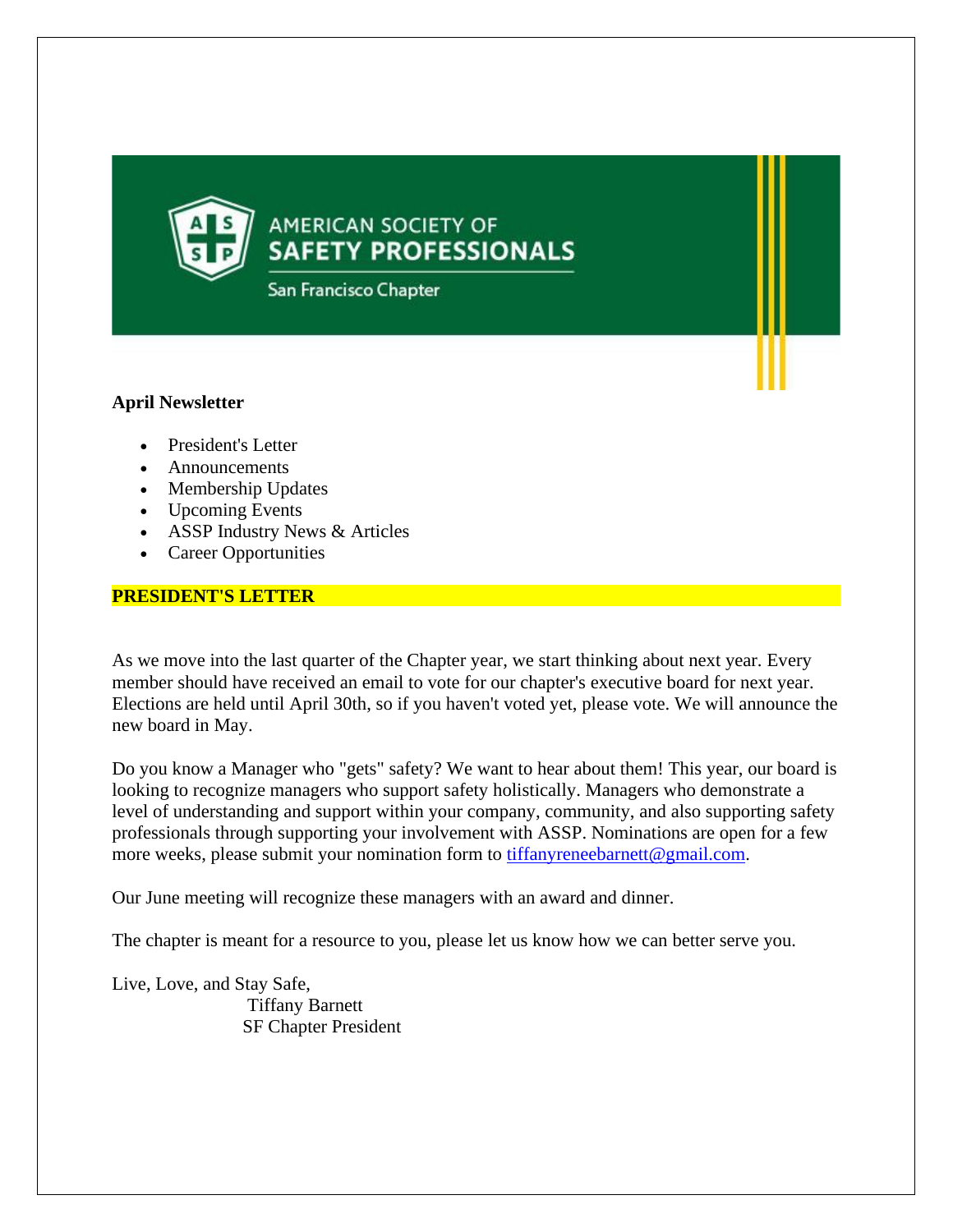AMERICAN SOCIETY OF
**SAFETY PROFESSIONALS**
San Francisco Chapter

**April Newsletter**

- President's Letter
- Announcements
- Membership Updates
- Upcoming Events
- ASSP Industry News & Articles
- Career Opportunities

## PRESIDENT'S LETTER

As we move into the last quarter of the Chapter year, we start thinking about next year. Every member should have received an email to vote for our chapter's executive board for next year. Elections are held until April 30th, so if you haven't voted yet, please vote. We will announce the new board in May.

Do you know a Manager who "gets" safety? We want to hear about them! This year, our board is looking to recognize managers who support safety holistically. Managers who demonstrate a level of understanding and support within your company, community, and also supporting safety professionals through supporting your involvement with ASSP. Nominations are open for a few more weeks, please submit your nomination form to tiffanyreneebarnett@gmail.com.

Our June meeting will recognize these managers with an award and dinner.

The chapter is meant for a resource to you, please let us know how we can better serve you.

Live, Love, and Stay Safe,
Tiffany Barnett
SF Chapter President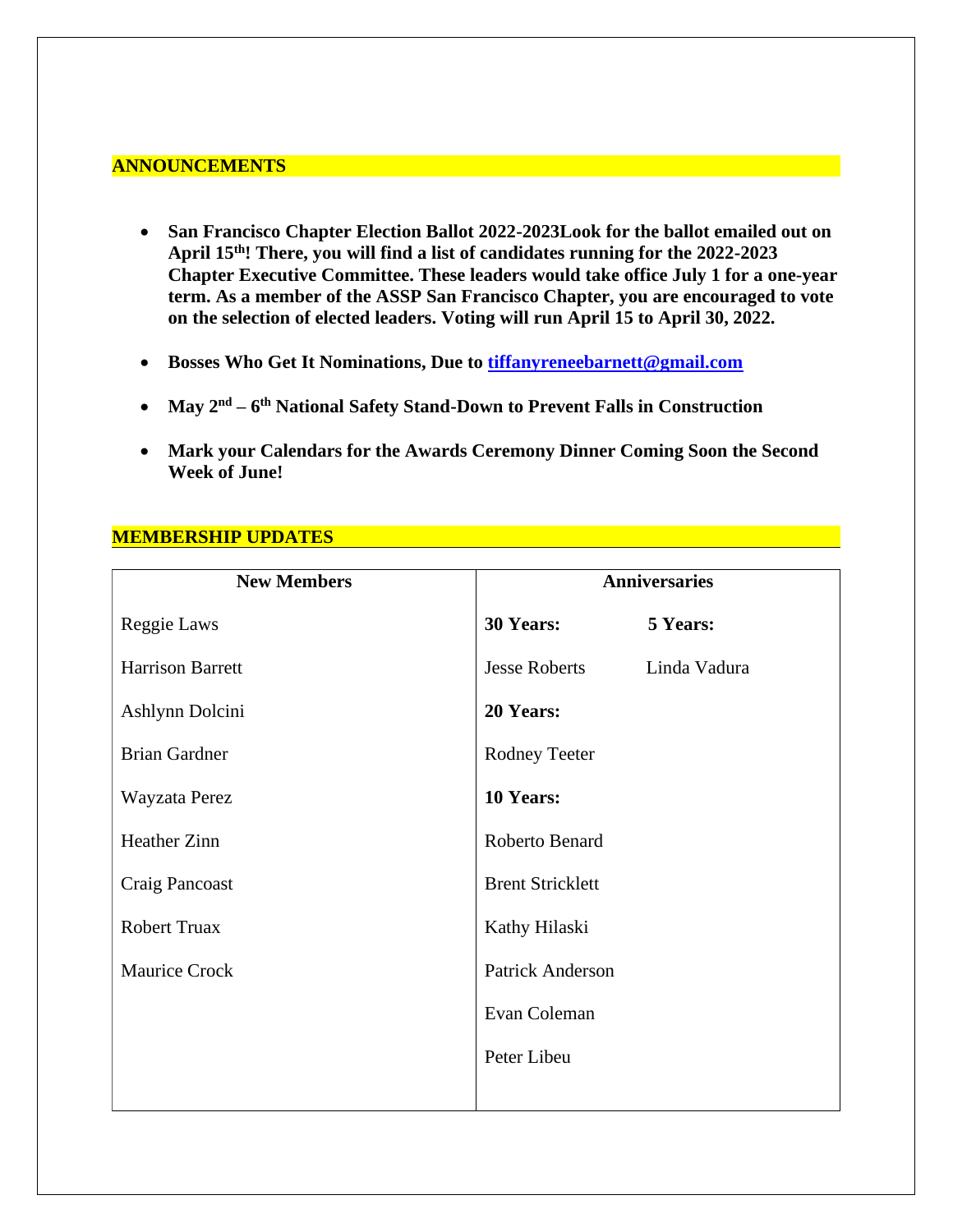## ANNOUNCEMENTS

- **San Francisco Chapter Election Ballot 2022-2023Look for the ballot emailed out on April 15th! There, you will find a list of candidates running for the 2022-2023 Chapter Executive Committee. These leaders would take office July 1 for a one-year term. As a member of the ASSP San Francisco Chapter, you are encouraged to vote on the selection of elected leaders. Voting will run April 15 to April 30, 2022.**
- **Bosses Who Get It Nominations, Due to [tiffanyreneebarnett@gmail.com](mailto:tiffanyreneebarnett@gmail.com)**
- **May 2nd – 6th National Safety Stand-Down to Prevent Falls in Construction**
- **Mark your Calendars for the Awards Ceremony Dinner Coming Soon the Second Week of June!**

## MEMBERSHIP UPDATES

| New Members | Anniversaries | |
|---|---|---|
| Reggie Laws | **30 Years:** | **5 Years:** |
| Harrison Barrett | Jesse Roberts | Linda Vadura |
| Ashlynn Dolcini | **20 Years:** | |
| Brian Gardner | Rodney Teeter | |
| Wayzata Perez | **10 Years:** | |
| Heather Zinn | Roberto Benard | |
| Craig Pancoast | Brent Stricklett | |
| Robert Truax | Kathy Hilaski | |
| Maurice Crock | Patrick Anderson | |
| | Evan Coleman | |
| | Peter Libeu | |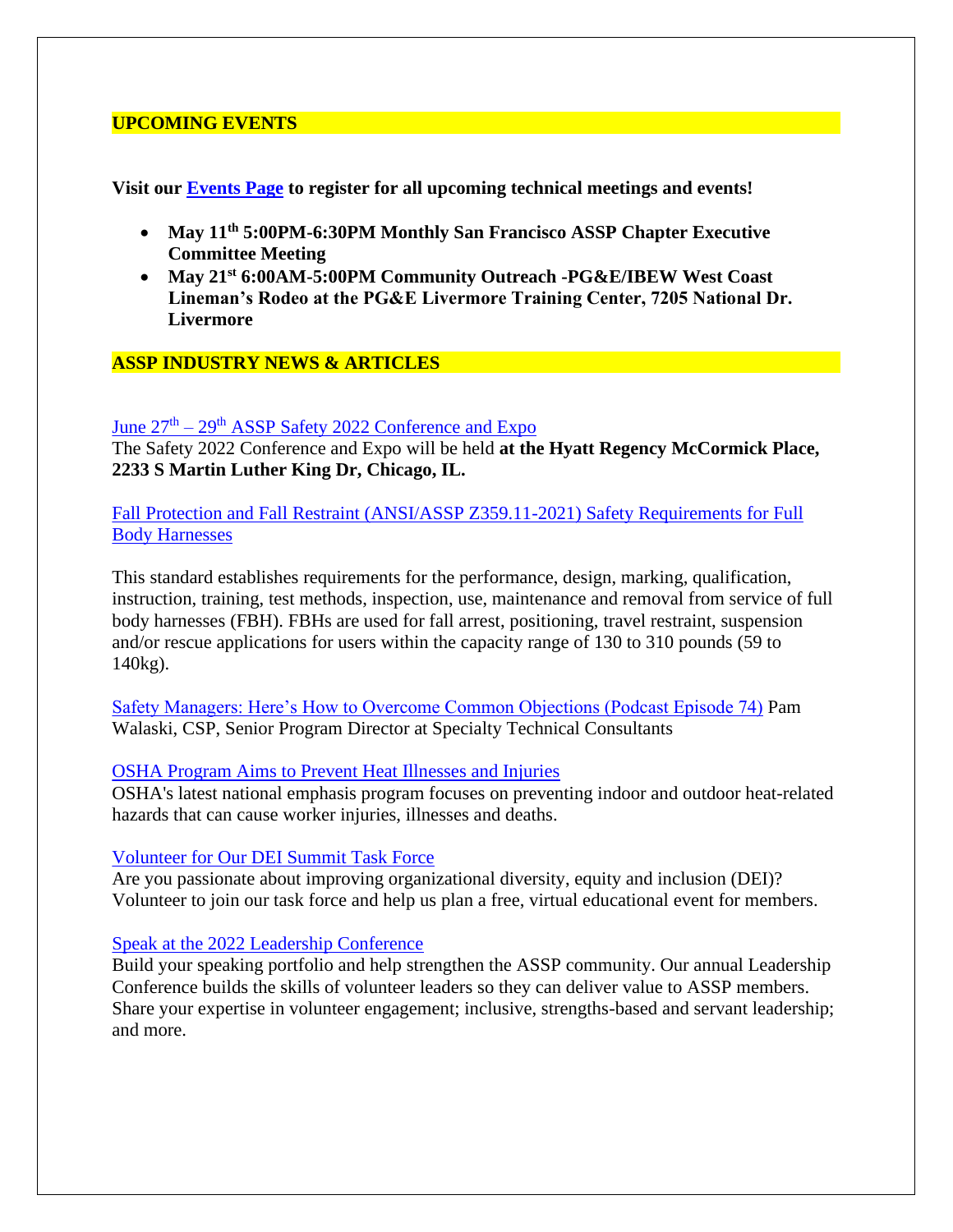## UPCOMING EVENTS

**Visit our Events Page to register for all upcoming technical meetings and events!**

- **May 11th 5:00PM-6:30PM Monthly San Francisco ASSP Chapter Executive Committee Meeting**
- **May 21st 6:00AM-5:00PM Community Outreach -PG&E/IBEW West Coast Lineman's Rodeo at the PG&E Livermore Training Center, 7205 National Dr. Livermore**

## ASSP INDUSTRY NEWS & ARTICLES

June 27th – 29th ASSP Safety 2022 Conference and Expo
The Safety 2022 Conference and Expo will be held **at the Hyatt Regency McCormick Place, 2233 S Martin Luther King Dr, Chicago, IL.**

Fall Protection and Fall Restraint (ANSI/ASSP Z359.11-2021) Safety Requirements for Full Body Harnesses

This standard establishes requirements for the performance, design, marking, qualification, instruction, training, test methods, inspection, use, maintenance and removal from service of full body harnesses (FBH). FBHs are used for fall arrest, positioning, travel restraint, suspension and/or rescue applications for users within the capacity range of 130 to 310 pounds (59 to 140kg).

Safety Managers: Here's How to Overcome Common Objections (Podcast Episode 74) Pam Walaski, CSP, Senior Program Director at Specialty Technical Consultants

OSHA Program Aims to Prevent Heat Illnesses and Injuries
OSHA's latest national emphasis program focuses on preventing indoor and outdoor heat-related hazards that can cause worker injuries, illnesses and deaths.

Volunteer for Our DEI Summit Task Force
Are you passionate about improving organizational diversity, equity and inclusion (DEI)? Volunteer to join our task force and help us plan a free, virtual educational event for members.

Speak at the 2022 Leadership Conference
Build your speaking portfolio and help strengthen the ASSP community. Our annual Leadership Conference builds the skills of volunteer leaders so they can deliver value to ASSP members. Share your expertise in volunteer engagement; inclusive, strengths-based and servant leadership; and more.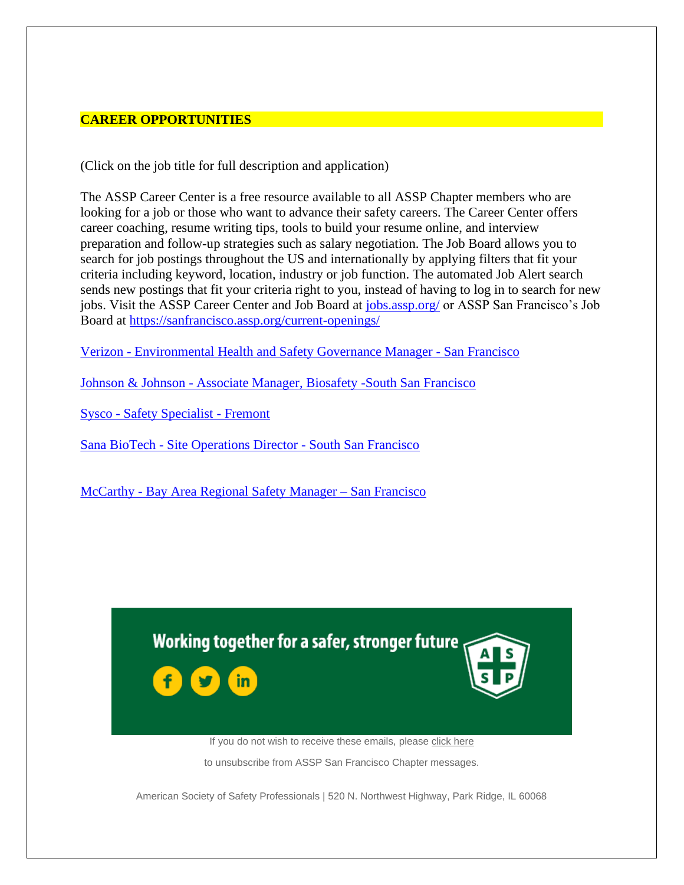**CAREER OPPORTUNITIES**

(Click on the job title for full description and application)

The ASSP Career Center is a free resource available to all ASSP Chapter members who are looking for a job or those who want to advance their safety careers. The Career Center offers career coaching, resume writing tips, tools to build your resume online, and interview preparation and follow-up strategies such as salary negotiation. The Job Board allows you to search for job postings throughout the US and internationally by applying filters that fit your criteria including keyword, location, industry or job function. The automated Job Alert search sends new postings that fit your criteria right to you, instead of having to log in to search for new jobs. Visit the ASSP Career Center and Job Board at jobs.assp.org/ or ASSP San Francisco's Job Board at https://sanfrancisco.assp.org/current-openings/

Verizon - Environmental Health and Safety Governance Manager - San Francisco

Johnson & Johnson - Associate Manager, Biosafety -South San Francisco

Sysco - Safety Specialist - Fremont

Sana BioTech - Site Operations Director - South San Francisco

McCarthy - Bay Area Regional Safety Manager – San Francisco

Working together for a safer, stronger future

If you do not wish to receive these emails, please click here

to unsubscribe from ASSP San Francisco Chapter messages.

American Society of Safety Professionals | 520 N. Northwest Highway, Park Ridge, IL 60068